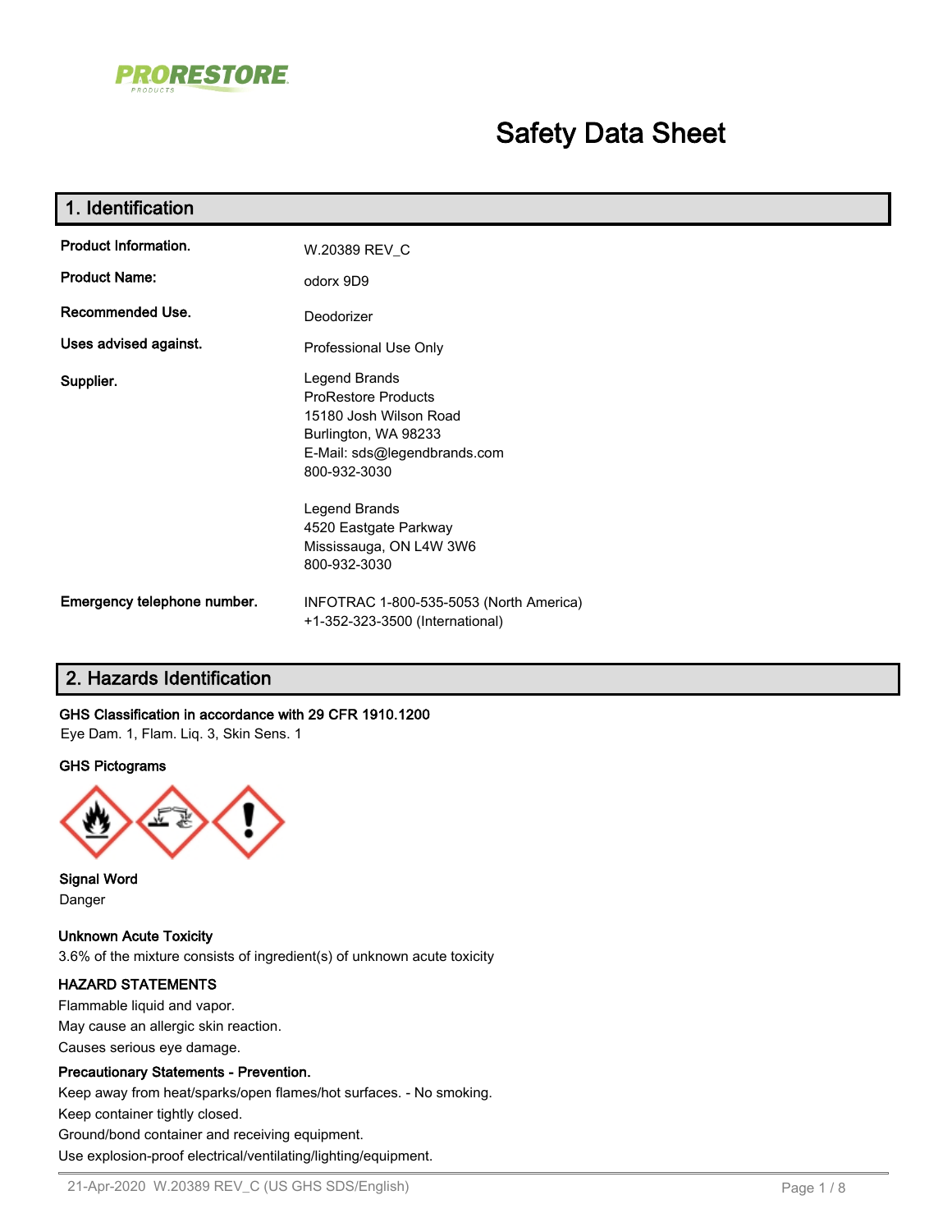PRORESTORE PRODUCTS

# Safety Data Sheet

## 1. Identification

| | |
|---|---|
| **Product Information.** | W.20389 REV_C |
| **Product Name:** | odorx 9D9 |
| **Recommended Use.** | Deodorizer |
| **Uses advised against.** | Professional Use Only |
| **Supplier.** | Legend Brands<br>ProRestore Products<br>15180 Josh Wilson Road<br>Burlington, WA 98233<br>E-Mail: sds@legendbrands.com<br>800-932-3030<br><br>Legend Brands<br>4520 Eastgate Parkway<br>Mississauga, ON L4W 3W6<br>800-932-3030 |
| **Emergency telephone number.** | INFOTRAC 1-800-535-5053 (North America)<br>+1-352-323-3500 (International) |

## 2. Hazards Identification

**GHS Classification in accordance with 29 CFR 1910.1200**

Eye Dam. 1, Flam. Liq. 3, Skin Sens. 1

**GHS Pictograms**

**Signal Word**

Danger

**Unknown Acute Toxicity**

3.6% of the mixture consists of ingredient(s) of unknown acute toxicity

**HAZARD STATEMENTS**

Flammable liquid and vapor.

May cause an allergic skin reaction.

Causes serious eye damage.

**Precautionary Statements - Prevention.**

Keep away from heat/sparks/open flames/hot surfaces. - No smoking.

Keep container tightly closed.

Ground/bond container and receiving equipment.

Use explosion-proof electrical/ventilating/lighting/equipment.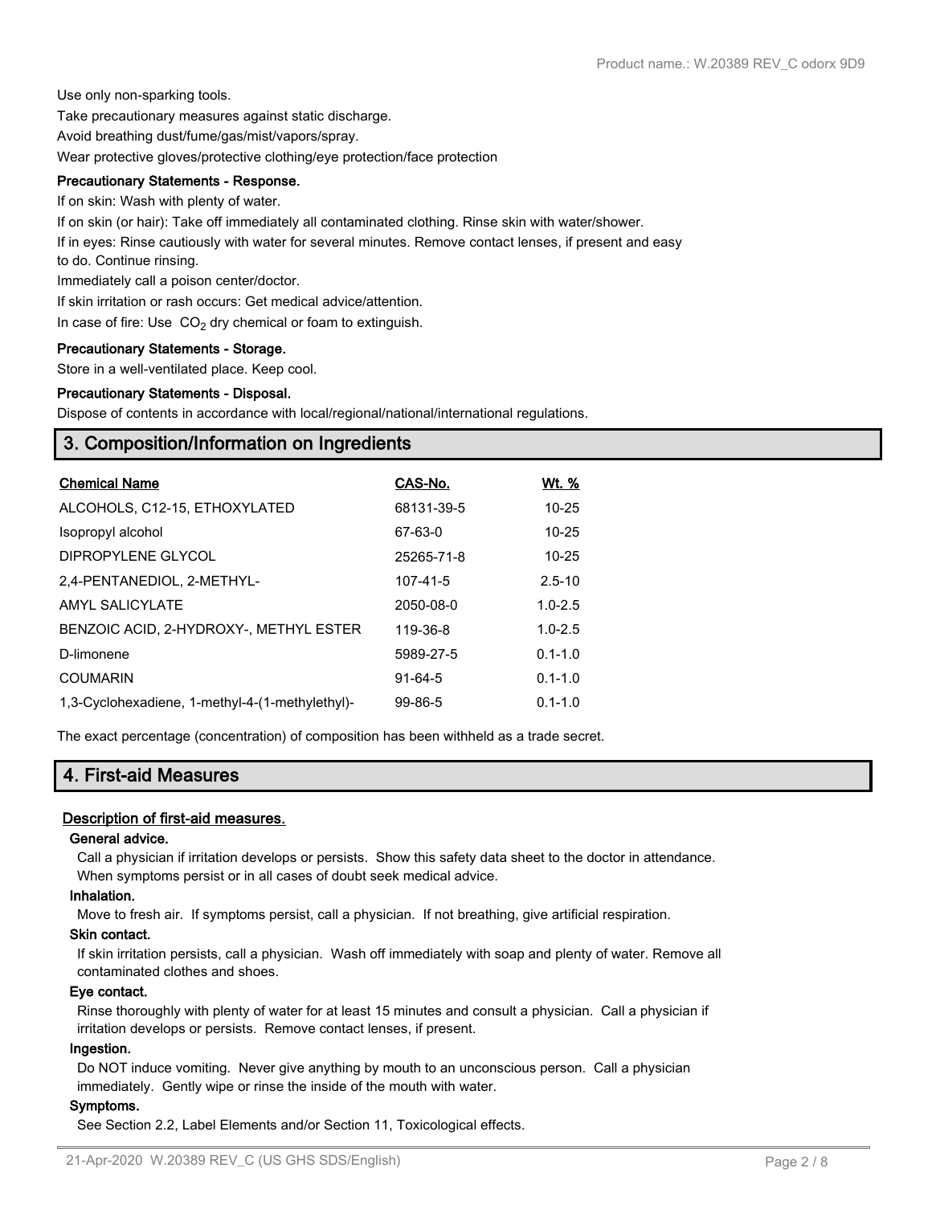Use only non-sparking tools.

Take precautionary measures against static discharge.

Avoid breathing dust/fume/gas/mist/vapors/spray.

Wear protective gloves/protective clothing/eye protection/face protection

**Precautionary Statements - Response.**

If on skin: Wash with plenty of water.

If on skin (or hair): Take off immediately all contaminated clothing. Rinse skin with water/shower.

If in eyes: Rinse cautiously with water for several minutes. Remove contact lenses, if present and easy to do. Continue rinsing.

Immediately call a poison center/doctor.

If skin irritation or rash occurs: Get medical advice/attention.

In case of fire: Use $CO_2$ dry chemical or foam to extinguish.

**Precautionary Statements - Storage.**

Store in a well-ventilated place. Keep cool.

**Precautionary Statements - Disposal.**

Dispose of contents in accordance with local/regional/national/international regulations.

## 3. Composition/Information on Ingredients

| Chemical Name | CAS-No. | Wt. % |
|---|---|---|
| ALCOHOLS, C12-15, ETHOXYLATED | 68131-39-5 | 10-25 |
| Isopropyl alcohol | 67-63-0 | 10-25 |
| DIPROPYLENE GLYCOL | 25265-71-8 | 10-25 |
| 2,4-PENTANEDIOL, 2-METHYL- | 107-41-5 | 2.5-10 |
| AMYL SALICYLATE | 2050-08-0 | 1.0-2.5 |
| BENZOIC ACID, 2-HYDROXY-, METHYL ESTER | 119-36-8 | 1.0-2.5 |
| D-limonene | 5989-27-5 | 0.1-1.0 |
| COUMARIN | 91-64-5 | 0.1-1.0 |
| 1,3-Cyclohexadiene, 1-methyl-4-(1-methylethyl)- | 99-86-5 | 0.1-1.0 |

The exact percentage (concentration) of composition has been withheld as a trade secret.

## 4. First-aid Measures

**Description of first-aid measures.**

**General advice.**

Call a physician if irritation develops or persists. Show this safety data sheet to the doctor in attendance. When symptoms persist or in all cases of doubt seek medical advice.

**Inhalation.**

Move to fresh air. If symptoms persist, call a physician. If not breathing, give artificial respiration.

**Skin contact.**

If skin irritation persists, call a physician. Wash off immediately with soap and plenty of water. Remove all contaminated clothes and shoes.

**Eye contact.**

Rinse thoroughly with plenty of water for at least 15 minutes and consult a physician. Call a physician if irritation develops or persists. Remove contact lenses, if present.

**Ingestion.**

Do NOT induce vomiting. Never give anything by mouth to an unconscious person. Call a physician immediately. Gently wipe or rinse the inside of the mouth with water.

**Symptoms.**

See Section 2.2, Label Elements and/or Section 11, Toxicological effects.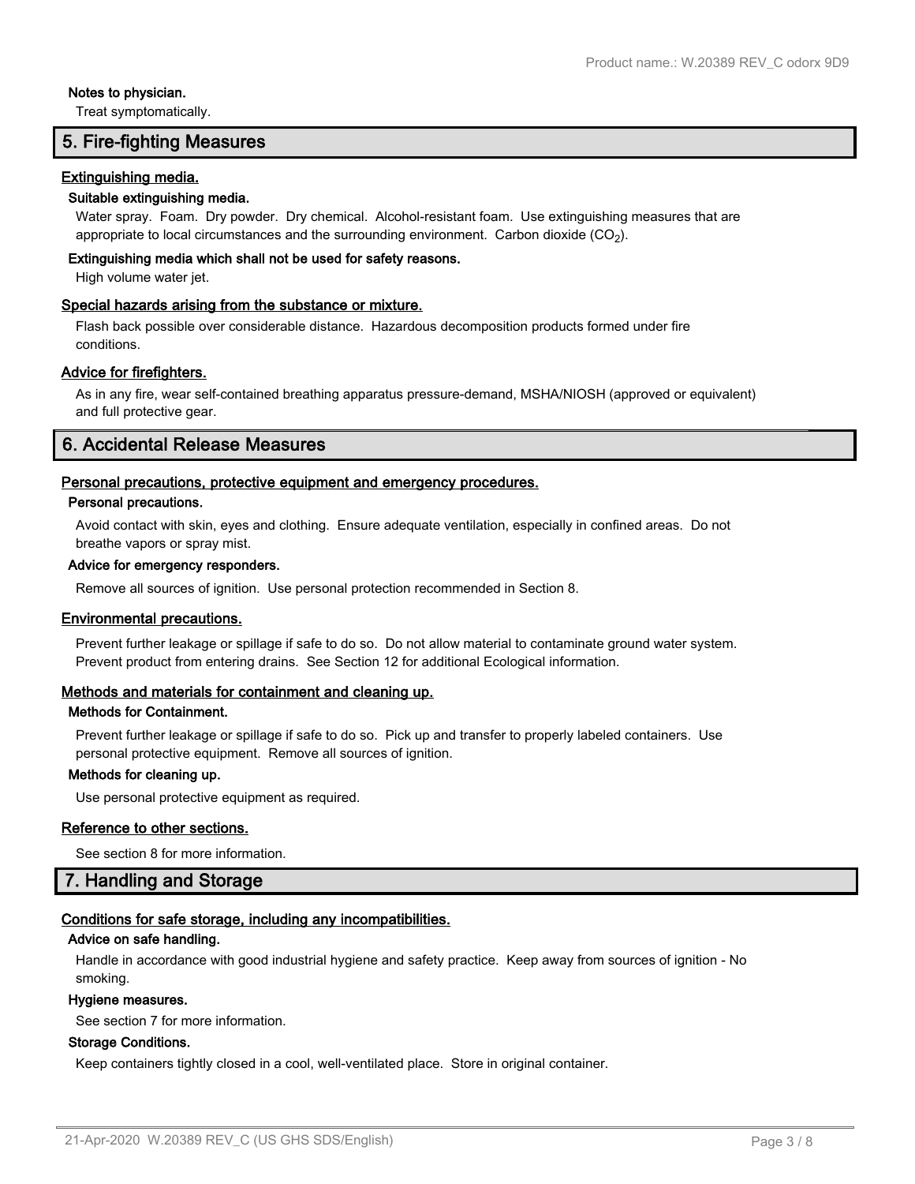**Notes to physician.**

Treat symptomatically.

## 5. Fire-fighting Measures

### Extinguishing media.

**Suitable extinguishing media.**

Water spray. Foam. Dry powder. Dry chemical. Alcohol-resistant foam. Use extinguishing measures that are appropriate to local circumstances and the surrounding environment. Carbon dioxide ($CO_2$).

**Extinguishing media which shall not be used for safety reasons.**

High volume water jet.

### Special hazards arising from the substance or mixture.

Flash back possible over considerable distance. Hazardous decomposition products formed under fire conditions.

### Advice for firefighters.

As in any fire, wear self-contained breathing apparatus pressure-demand, MSHA/NIOSH (approved or equivalent) and full protective gear.

## 6. Accidental Release Measures

### Personal precautions, protective equipment and emergency procedures.

**Personal precautions.**

Avoid contact with skin, eyes and clothing. Ensure adequate ventilation, especially in confined areas. Do not breathe vapors or spray mist.

**Advice for emergency responders.**

Remove all sources of ignition. Use personal protection recommended in Section 8.

### Environmental precautions.

Prevent further leakage or spillage if safe to do so. Do not allow material to contaminate ground water system. Prevent product from entering drains. See Section 12 for additional Ecological information.

### Methods and materials for containment and cleaning up.

**Methods for Containment.**

Prevent further leakage or spillage if safe to do so. Pick up and transfer to properly labeled containers. Use personal protective equipment. Remove all sources of ignition.

**Methods for cleaning up.**

Use personal protective equipment as required.

### Reference to other sections.

See section 8 for more information.

## 7. Handling and Storage

### Conditions for safe storage, including any incompatibilities.

**Advice on safe handling.**

Handle in accordance with good industrial hygiene and safety practice. Keep away from sources of ignition - No smoking.

**Hygiene measures.**

See section 7 for more information.

**Storage Conditions.**

Keep containers tightly closed in a cool, well-ventilated place. Store in original container.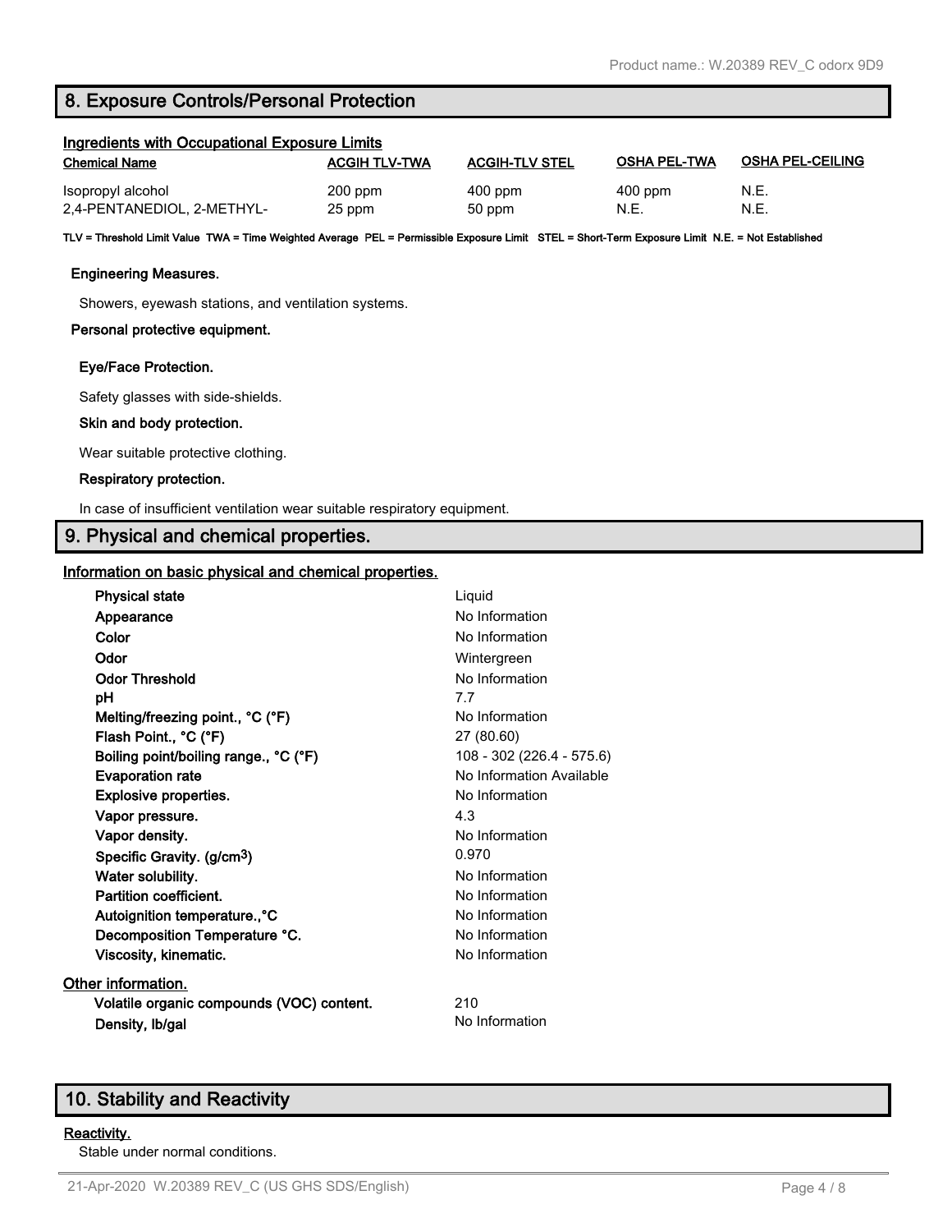## 8. Exposure Controls/Personal Protection

### Ingredients with Occupational Exposure Limits

| Chemical Name | ACGIH TLV-TWA | ACGIH-TLV STEL | OSHA PEL-TWA | OSHA PEL-CEILING |
|---|---|---|---|---|
| Isopropyl alcohol | 200 ppm | 400 ppm | 400 ppm | N.E. |
| 2,4-PENTANEDIOL, 2-METHYL- | 25 ppm | 50 ppm | N.E. | N.E. |

**TLV = Threshold Limit Value TWA = Time Weighted Average PEL = Permissible Exposure Limit STEL = Short-Term Exposure Limit N.E. = Not Established**

**Engineering Measures.**

Showers, eyewash stations, and ventilation systems.

**Personal protective equipment.**

**Eye/Face Protection.**

Safety glasses with side-shields.

**Skin and body protection.**

Wear suitable protective clothing.

**Respiratory protection.**

In case of insufficient ventilation wear suitable respiratory equipment.

## 9. Physical and chemical properties.

### Information on basic physical and chemical properties.

| | |
|---|---|
| **Physical state** | Liquid |
| **Appearance** | No Information |
| **Color** | No Information |
| **Odor** | Wintergreen |
| **Odor Threshold** | No Information |
| **pH** | 7.7 |
| **Melting/freezing point., °C (°F)** | No Information |
| **Flash Point., °C (°F)** | 27 (80.60) |
| **Boiling point/boiling range., °C (°F)** | 108 - 302 (226.4 - 575.6) |
| **Evaporation rate** | No Information Available |
| **Explosive properties.** | No Information |
| **Vapor pressure.** | 4.3 |
| **Vapor density.** | No Information |
| **Specific Gravity. (g/cm$^3$)** | 0.970 |
| **Water solubility.** | No Information |
| **Partition coefficient.** | No Information |
| **Autoignition temperature.,°C** | No Information |
| **Decomposition Temperature °C.** | No Information |
| **Viscosity, kinematic.** | No Information |

### Other information.

| | |
|---|---|
| **Volatile organic compounds (VOC) content.** | 210 |
| **Density, lb/gal** | No Information |

## 10. Stability and Reactivity

### Reactivity.

Stable under normal conditions.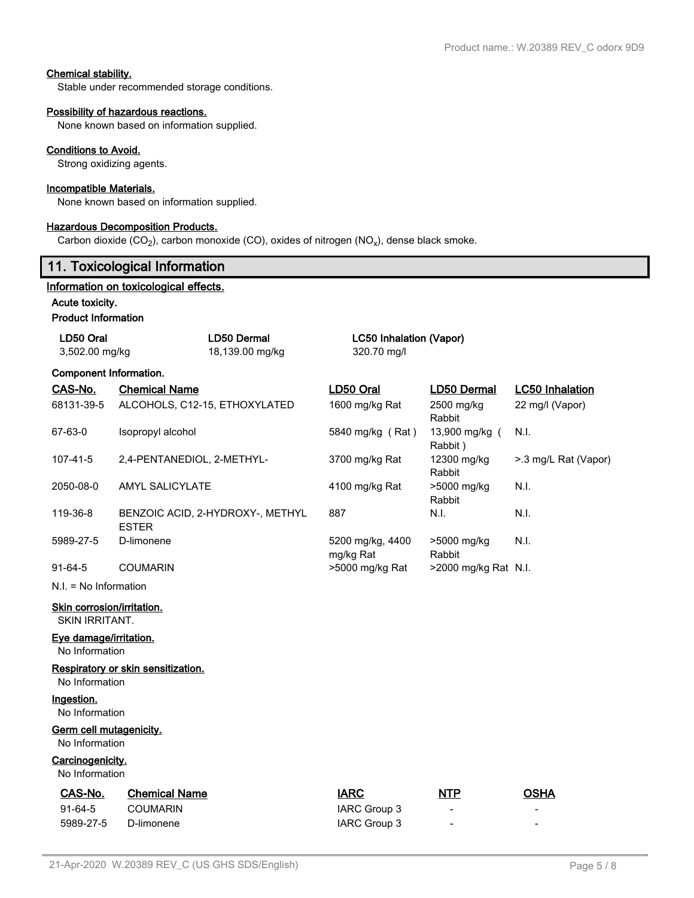**Chemical stability.**

Stable under recommended storage conditions.

**Possibility of hazardous reactions.**

None known based on information supplied.

**Conditions to Avoid.**

Strong oxidizing agents.

**Incompatible Materials.**

None known based on information supplied.

**Hazardous Decomposition Products.**

Carbon dioxide ($CO_2$), carbon monoxide (CO), oxides of nitrogen ($NO_x$), dense black smoke.

## 11. Toxicological Information

**Information on toxicological effects.**

**Acute toxicity.**

**Product Information**

| LD50 Oral | LD50 Dermal | LC50 Inhalation (Vapor) |
|---|---|---|
| 3,502.00 mg/kg | 18,139.00 mg/kg | 320.70 mg/l |

**Component Information.**

| CAS-No. | Chemical Name | LD50 Oral | LD50 Dermal | LC50 Inhalation |
|---|---|---|---|---|
| 68131-39-5 | ALCOHOLS, C12-15, ETHOXYLATED | 1600 mg/kg Rat | 2500 mg/kg Rabbit | 22 mg/l (Vapor) |
| 67-63-0 | Isopropyl alcohol | 5840 mg/kg ( Rat ) | 13,900 mg/kg ( Rabbit ) | N.I. |
| 107-41-5 | 2,4-PENTANEDIOL, 2-METHYL- | 3700 mg/kg Rat | 12300 mg/kg Rabbit | >.3 mg/L Rat (Vapor) |
| 2050-08-0 | AMYL SALICYLATE | 4100 mg/kg Rat | >5000 mg/kg Rabbit | N.I. |
| 119-36-8 | BENZOIC ACID, 2-HYDROXY-, METHYL ESTER | 887 | N.I. | N.I. |
| 5989-27-5 | D-limonene | 5200 mg/kg, 4400 mg/kg Rat | >5000 mg/kg Rabbit | N.I. |
| 91-64-5 | COUMARIN | >5000 mg/kg Rat | >2000 mg/kg Rat | N.I. |

N.I. = No Information

**Skin corrosion/irritation.**

SKIN IRRITANT.

**Eye damage/irritation.**

No Information

**Respiratory or skin sensitization.**

No Information

**Ingestion.**

No Information

**Germ cell mutagenicity.**

No Information

**Carcinogenicity.**

No Information

| CAS-No. | Chemical Name | IARC | NTP | OSHA |
|---|---|---|---|---|
| 91-64-5 | COUMARIN | IARC Group 3 | - | - |
| 5989-27-5 | D-limonene | IARC Group 3 | - | - |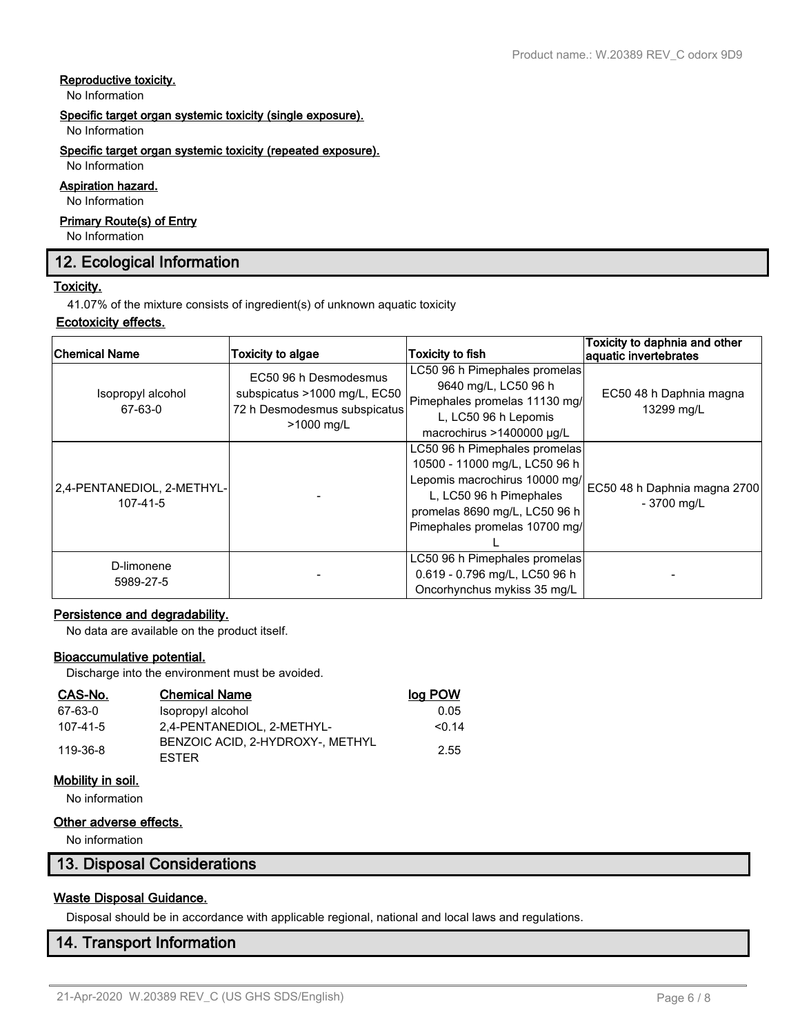#### Reproductive toxicity.

No Information

#### Specific target organ systemic toxicity (single exposure).

No Information

#### Specific target organ systemic toxicity (repeated exposure).

No Information

#### Aspiration hazard.

No Information

#### Primary Route(s) of Entry

No Information

## 12. Ecological Information

#### Toxicity.

41.07% of the mixture consists of ingredient(s) of unknown aquatic toxicity

#### Ecotoxicity effects.

| Chemical Name | Toxicity to algae | Toxicity to fish | Toxicity to daphnia and other aquatic invertebrates |
|---|---|---|---|
| Isopropyl alcohol 67-63-0 | EC50 96 h Desmodesmus subspicatus >1000 mg/L, EC50 72 h Desmodesmus subspicatus >1000 mg/L | LC50 96 h Pimephales promelas 9640 mg/L, LC50 96 h Pimephales promelas 11130 mg/L, LC50 96 h Lepomis macrochirus >1400000 µg/L | EC50 48 h Daphnia magna 13299 mg/L |
| 2,4-PENTANEDIOL, 2-METHYL- 107-41-5 | - | LC50 96 h Pimephales promelas 10500 - 11000 mg/L, LC50 96 h Lepomis macrochirus 10000 mg/L, LC50 96 h Pimephales promelas 8690 mg/L, LC50 96 h Pimephales promelas 10700 mg/L | EC50 48 h Daphnia magna 2700 - 3700 mg/L |
| D-limonene 5989-27-5 | - | LC50 96 h Pimephales promelas 0.619 - 0.796 mg/L, LC50 96 h Oncorhynchus mykiss 35 mg/L | - |

#### Persistence and degradability.

No data are available on the product itself.

#### Bioaccumulative potential.

Discharge into the environment must be avoided.

| CAS-No. | Chemical Name | log POW |
|---|---|---|
| 67-63-0 | Isopropyl alcohol | 0.05 |
| 107-41-5 | 2,4-PENTANEDIOL, 2-METHYL- | <0.14 |
| 119-36-8 | BENZOIC ACID, 2-HYDROXY-, METHYL ESTER | 2.55 |

#### Mobility in soil.

No information

#### Other adverse effects.

No information

## 13. Disposal Considerations

#### Waste Disposal Guidance.

Disposal should be in accordance with applicable regional, national and local laws and regulations.

## 14. Transport Information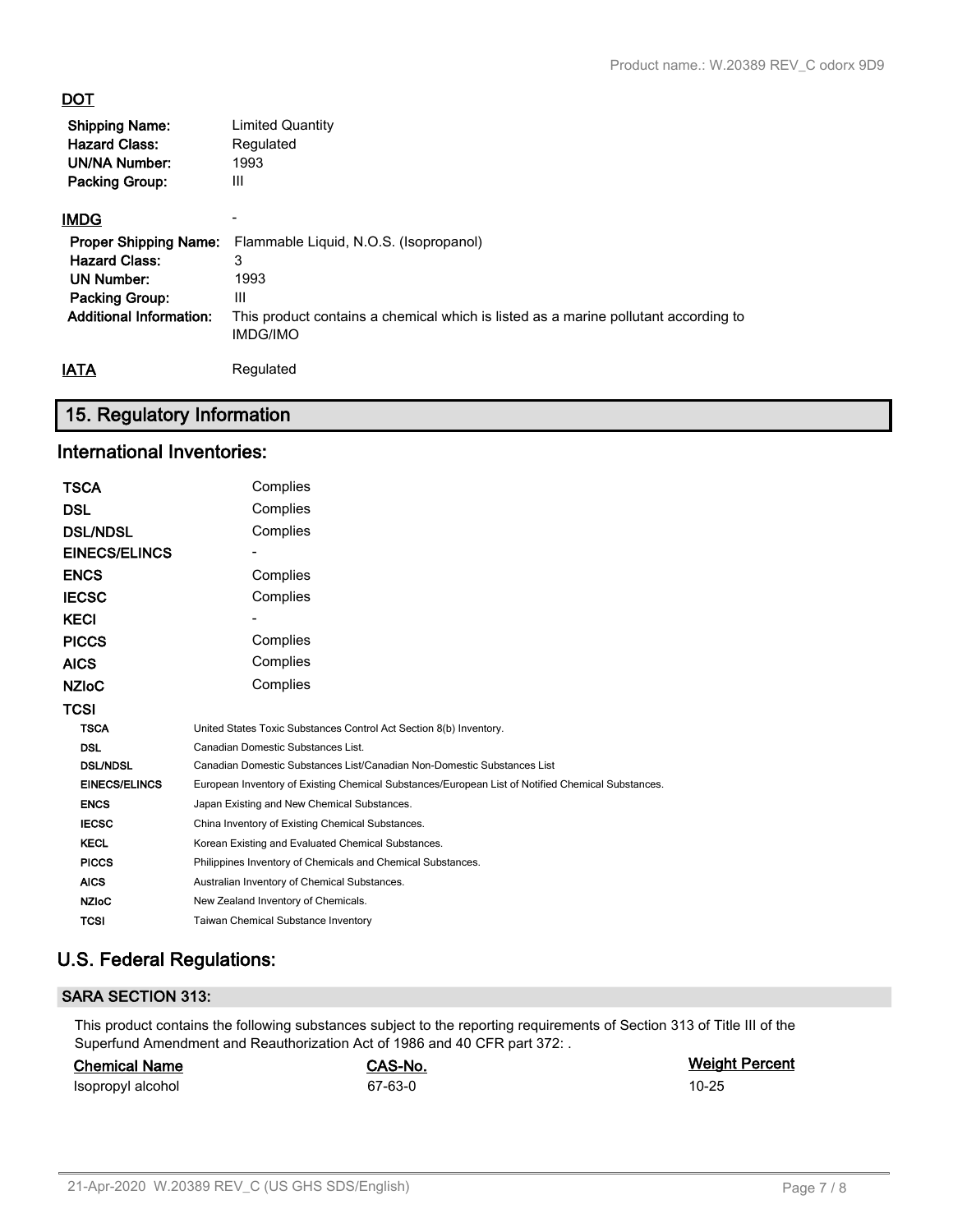### DOT

| | |
|---|---|
| **Shipping Name:** | Limited Quantity |
| **Hazard Class:** | Regulated |
| **UN/NA Number:** | 1993 |
| **Packing Group:** | III |

### IMDG

-

| | |
|---|---|
| **Proper Shipping Name:** | Flammable Liquid, N.O.S. (Isopropanol) |
| **Hazard Class:** | 3 |
| **UN Number:** | 1993 |
| **Packing Group:** | III |
| **Additional Information:** | This product contains a chemical which is listed as a marine pollutant according to IMDG/IMO |

### IATA

Regulated

## 15. Regulatory Information

## International Inventories:

| | |
|---|---|
| **TSCA** | Complies |
| **DSL** | Complies |
| **DSL/NDSL** | Complies |
| **EINECS/ELINCS** | - |
| **ENCS** | Complies |
| **IECSC** | Complies |
| **KECI** | - |
| **PICCS** | Complies |
| **AICS** | Complies |
| **NZIoC** | Complies |
| **TCSI** | |

| | |
|---|---|
| **TSCA** | United States Toxic Substances Control Act Section 8(b) Inventory. |
| **DSL** | Canadian Domestic Substances List. |
| **DSL/NDSL** | Canadian Domestic Substances List/Canadian Non-Domestic Substances List |
| **EINECS/ELINCS** | European Inventory of Existing Chemical Substances/European List of Notified Chemical Substances. |
| **ENCS** | Japan Existing and New Chemical Substances. |
| **IECSC** | China Inventory of Existing Chemical Substances. |
| **KECL** | Korean Existing and Evaluated Chemical Substances. |
| **PICCS** | Philippines Inventory of Chemicals and Chemical Substances. |
| **AICS** | Australian Inventory of Chemical Substances. |
| **NZIoC** | New Zealand Inventory of Chemicals. |
| **TCSI** | Taiwan Chemical Substance Inventory |

## U.S. Federal Regulations:

### SARA SECTION 313:

This product contains the following substances subject to the reporting requirements of Section 313 of Title III of the Superfund Amendment and Reauthorization Act of 1986 and 40 CFR part 372: .

| Chemical Name | CAS-No. | Weight Percent |
|---|---|---|
| Isopropyl alcohol | 67-63-0 | 10-25 |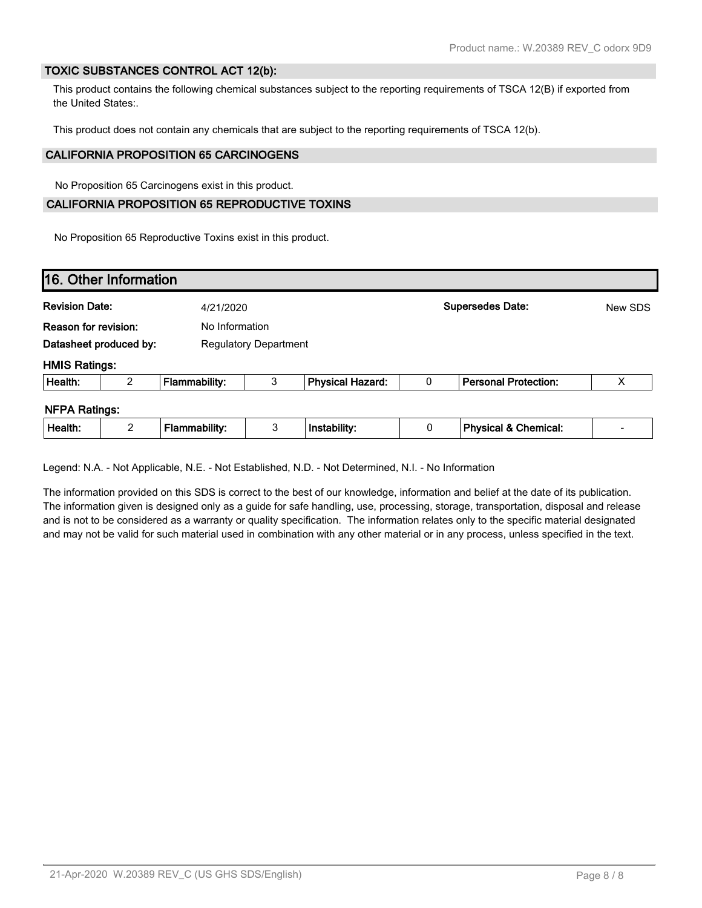### TOXIC SUBSTANCES CONTROL ACT 12(b):

This product contains the following chemical substances subject to the reporting requirements of TSCA 12(B) if exported from the United States:.

This product does not contain any chemicals that are subject to the reporting requirements of TSCA 12(b).

### CALIFORNIA PROPOSITION 65 CARCINOGENS

No Proposition 65 Carcinogens exist in this product.

### CALIFORNIA PROPOSITION 65 REPRODUCTIVE TOXINS

No Proposition 65 Reproductive Toxins exist in this product.

## 16. Other Information

**Revision Date:** 4/21/2020 **Supersedes Date:** New SDS

**Reason for revision:** No Information

**Datasheet produced by:** Regulatory Department

**HMIS Ratings:**

| | | | | | | | |
|---|---|---|---|---|---|---|---|
| **Health:** | 2 | **Flammability:** | 3 | **Physical Hazard:** | 0 | **Personal Protection:** | X |

**NFPA Ratings:**

| | | | | | | | |
|---|---|---|---|---|---|---|---|
| **Health:** | 2 | **Flammability:** | 3 | **Instability:** | 0 | **Physical & Chemical:** | - |

Legend: N.A. - Not Applicable, N.E. - Not Established, N.D. - Not Determined, N.I. - No Information

The information provided on this SDS is correct to the best of our knowledge, information and belief at the date of its publication. The information given is designed only as a guide for safe handling, use, processing, storage, transportation, disposal and release and is not to be considered as a warranty or quality specification. The information relates only to the specific material designated and may not be valid for such material used in combination with any other material or in any process, unless specified in the text.